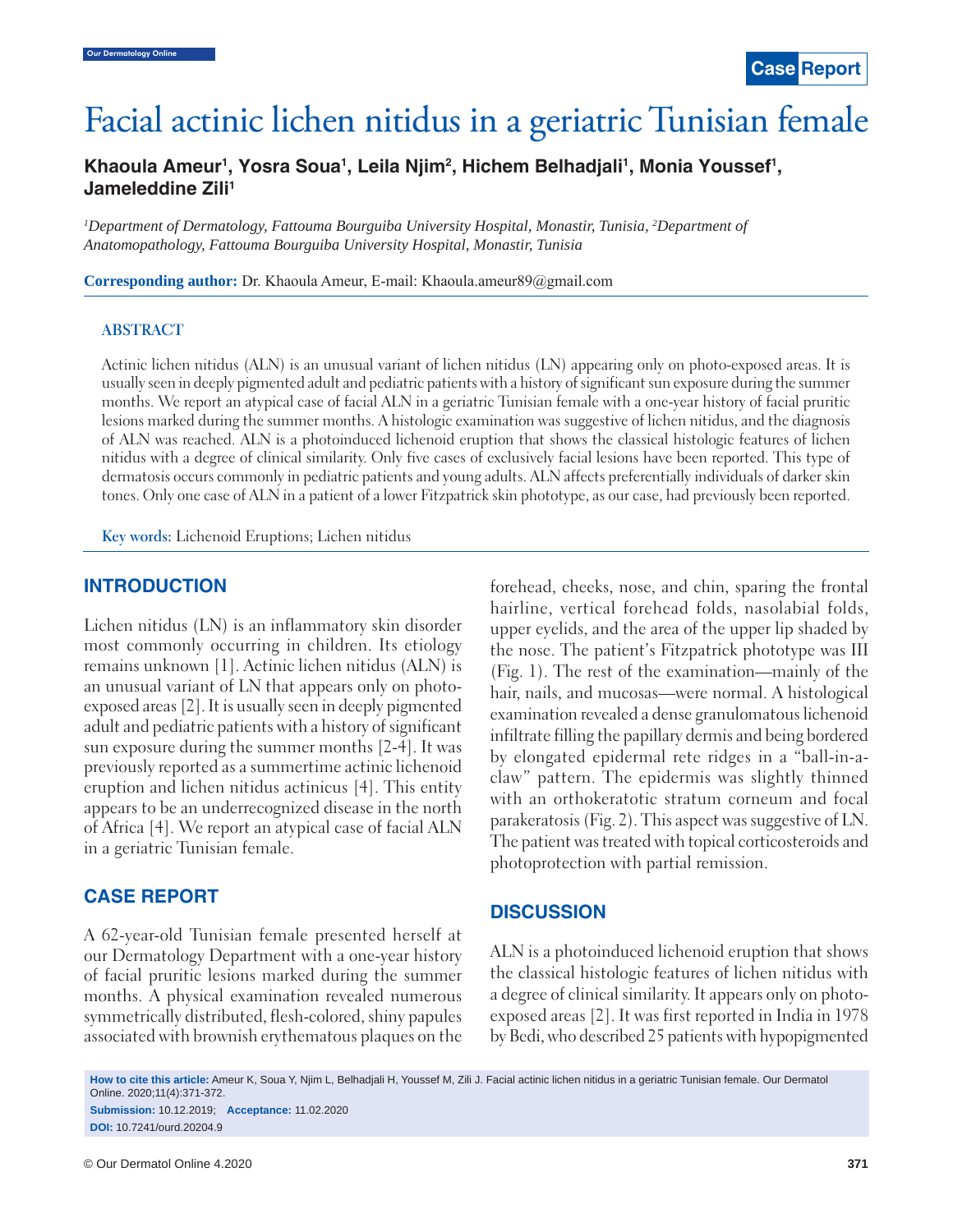Case Report

# Facial actinic lichen nitidus in a geriatric Tunisian female

**Khaoula Ameur[1], Yosra Soua[1], Leila Njim[2], Hichem Belhadjali[1], Monia Youssef[1], Jameleddine Zili[1]**

*[1]Department of Dermatology, Fattouma Bourguiba University Hospital, Monastir, Tunisia, [2]Department of Anatomopathology, Fattouma Bourguiba University Hospital, Monastir, Tunisia*

**Corresponding author:** Dr. Khaoula Ameur, E-mail: Khaoula.ameur89@gmail.com

## ABSTRACT

Actinic lichen nitidus (ALN) is an unusual variant of lichen nitidus (LN) appearing only on photo-exposed areas. It is usually seen in deeply pigmented adult and pediatric patients with a history of significant sun exposure during the summer months. We report an atypical case of facial ALN in a geriatric Tunisian female with a one-year history of facial pruritic lesions marked during the summer months. A histologic examination was suggestive of lichen nitidus, and the diagnosis of ALN was reached. ALN is a photoinduced lichenoid eruption that shows the classical histologic features of lichen nitidus with a degree of clinical similarity. Only five cases of exclusively facial lesions have been reported. This type of dermatosis occurs commonly in pediatric patients and young adults. ALN affects preferentially individuals of darker skin tones. Only one case of ALN in a patient of a lower Fitzpatrick skin phototype, as our case, had previously been reported.

**Key words:** Lichenoid Eruptions; Lichen nitidus

## INTRODUCTION

Lichen nitidus (LN) is an inflammatory skin disorder most commonly occurring in children. Its etiology remains unknown [1]. Actinic lichen nitidus (ALN) is an unusual variant of LN that appears only on photo-exposed areas [2]. It is usually seen in deeply pigmented adult and pediatric patients with a history of significant sun exposure during the summer months [2-4]. It was previously reported as a summertime actinic lichenoid eruption and lichen nitidus actinicus [4]. This entity appears to be an underrecognized disease in the north of Africa [4]. We report an atypical case of facial ALN in a geriatric Tunisian female.

## CASE REPORT

A 62-year-old Tunisian female presented herself at our Dermatology Department with a one-year history of facial pruritic lesions marked during the summer months. A physical examination revealed numerous symmetrically distributed, flesh-colored, shiny papules associated with brownish erythematous plaques on the forehead, cheeks, nose, and chin, sparing the frontal hairline, vertical forehead folds, nasolabial folds, upper eyelids, and the area of the upper lip shaded by the nose. The patient's Fitzpatrick phototype was III (Fig. 1). The rest of the examination—mainly of the hair, nails, and mucosas—were normal. A histological examination revealed a dense granulomatous lichenoid infiltrate filling the papillary dermis and being bordered by elongated epidermal rete ridges in a "ball-in-a-claw" pattern. The epidermis was slightly thinned with an orthokeratotic stratum corneum and focal parakeratosis (Fig. 2). This aspect was suggestive of LN. The patient was treated with topical corticosteroids and photoprotection with partial remission.

## DISCUSSION

ALN is a photoinduced lichenoid eruption that shows the classical histologic features of lichen nitidus with a degree of clinical similarity. It appears only on photo-exposed areas [2]. It was first reported in India in 1978 by Bedi, who described 25 patients with hypopigmented

**How to cite this article:** Ameur K, Soua Y, Njim L, Belhadjali H, Youssef M, Zili J. Facial actinic lichen nitidus in a geriatric Tunisian female. Our Dermatol Online. 2020;11(4):371-372.

**Submission:** 10.12.2019; **Acceptance:** 11.02.2020

**DOI:** 10.7241/ourd.20204.9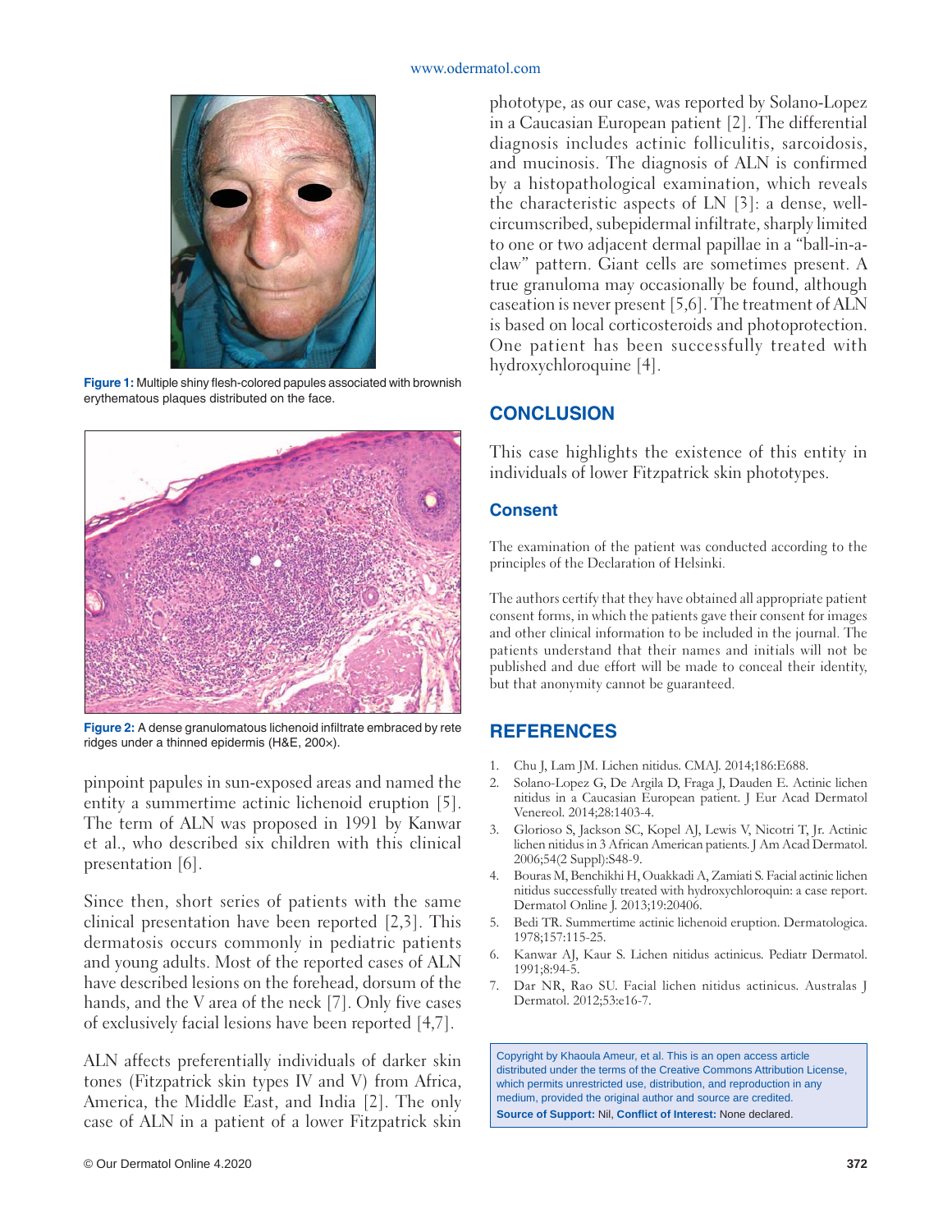Figure 1: Multiple shiny flesh-colored papules associated with brownish erythematous plaques distributed on the face.

Figure 2: A dense granulomatous lichenoid infiltrate embraced by rete ridges under a thinned epidermis (H&E, 200×).

pinpoint papules in sun-exposed areas and named the entity a summertime actinic lichenoid eruption [5]. The term of ALN was proposed in 1991 by Kanwar et al., who described six children with this clinical presentation [6].

Since then, short series of patients with the same clinical presentation have been reported [2,3]. This dermatosis occurs commonly in pediatric patients and young adults. Most of the reported cases of ALN have described lesions on the forehead, dorsum of the hands, and the V area of the neck [7]. Only five cases of exclusively facial lesions have been reported [4,7].

ALN affects preferentially individuals of darker skin tones (Fitzpatrick skin types IV and V) from Africa, America, the Middle East, and India [2]. The only case of ALN in a patient of a lower Fitzpatrick skin phototype, as our case, was reported by Solano-Lopez in a Caucasian European patient [2]. The differential diagnosis includes actinic folliculitis, sarcoidosis, and mucinosis. The diagnosis of ALN is confirmed by a histopathological examination, which reveals the characteristic aspects of LN [3]: a dense, well-circumscribed, subepidermal infiltrate, sharply limited to one or two adjacent dermal papillae in a "ball-in-a-claw" pattern. Giant cells are sometimes present. A true granuloma may occasionally be found, although caseation is never present [5,6]. The treatment of ALN is based on local corticosteroids and photoprotection. One patient has been successfully treated with hydroxychloroquine [4].

## CONCLUSION

This case highlights the existence of this entity in individuals of lower Fitzpatrick skin phototypes.

### Consent

The examination of the patient was conducted according to the principles of the Declaration of Helsinki.

The authors certify that they have obtained all appropriate patient consent forms, in which the patients gave their consent for images and other clinical information to be included in the journal. The patients understand that their names and initials will not be published and due effort will be made to conceal their identity, but that anonymity cannot be guaranteed.

## REFERENCES

1. Chu J, Lam JM. Lichen nitidus. CMAJ. 2014;186:E688.
2. Solano-Lopez G, De Argila D, Fraga J, Dauden E. Actinic lichen nitidus in a Caucasian European patient. J Eur Acad Dermatol Venereol. 2014;28:1403-4.
3. Glorioso S, Jackson SC, Kopel AJ, Lewis V, Nicotri T, Jr. Actinic lichen nitidus in 3 African American patients. J Am Acad Dermatol. 2006;54(2 Suppl):S48-9.
4. Bouras M, Benchikhi H, Ouakkadi A, Zamiati S. Facial actinic lichen nitidus successfully treated with hydroxychloroquin: a case report. Dermatol Online J. 2013;19:20406.
5. Bedi TR. Summertime actinic lichenoid eruption. Dermatologica. 1978;157:115-25.
6. Kanwar AJ, Kaur S. Lichen nitidus actinicus. Pediatr Dermatol. 1991;8:94-5.
7. Dar NR, Rao SU. Facial lichen nitidus actinicus. Australas J Dermatol. 2012;53:e16-7.

Copyright by Khaoula Ameur, et al. This is an open access article distributed under the terms of the Creative Commons Attribution License, which permits unrestricted use, distribution, and reproduction in any medium, provided the original author and source are credited.
**Source of Support:** Nil, **Conflict of Interest:** None declared.